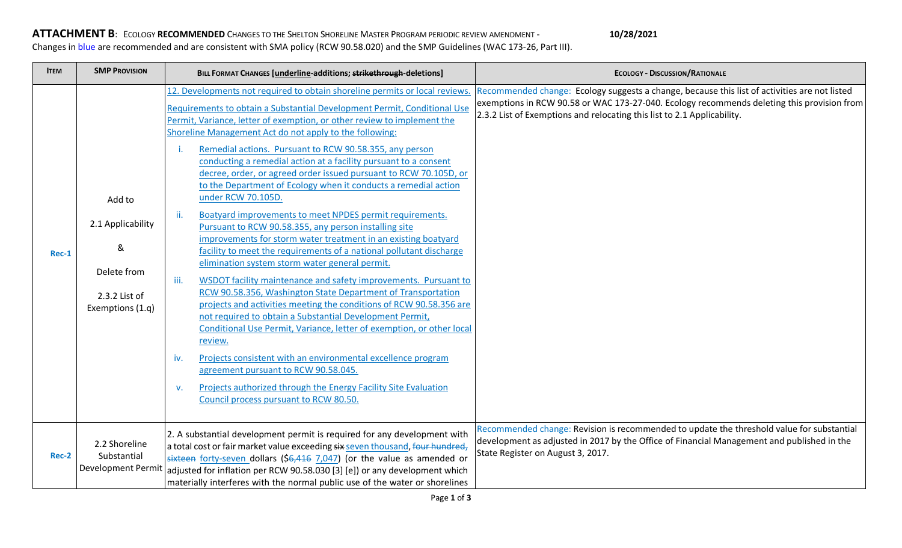**ATTACHMENT B**: ECOLOGY **RECOMMENDED** CHANGES TO THE SHELTON SHORELINE MASTER PROGRAM PERIODIC REVIEW AMENDMENT - **10/28/2021**

Changes in blue are recommended and are consistent with SMA policy (RCW 90.58.020) and the SMP Guidelines (WAC 173-26, Part III).

| ITEM | SMP PROVISION | BILL FORMAT CHANGES [<u>underline</u>-additions; ~~strikethrough~~-deletions] | ECOLOGY - DISCUSSION/RATIONALE |
|---|---|---|---|
| **Rec-1** | Add to 2.1 Applicability & Delete from 2.3.2 List of Exemptions (1.q) | <u>12. Developments not required to obtain shoreline permits or local reviews.</u><br><u>Requirements to obtain a Substantial Development Permit, Conditional Use Permit, Variance, letter of exemption, or other review to implement the Shoreline Management Act do not apply to the following:</u><br>i. <u>Remedial actions. Pursuant to RCW 90.58.355, any person conducting a remedial action at a facility pursuant to a consent decree, order, or agreed order issued pursuant to RCW 70.105D, or to the Department of Ecology when it conducts a remedial action under RCW 70.105D.</u><br>ii. <u>Boatyard improvements to meet NPDES permit requirements. Pursuant to RCW 90.58.355, any person installing site improvements for storm water treatment in an existing boatyard facility to meet the requirements of a national pollutant discharge elimination system storm water general permit.</u><br>iii. <u>WSDOT facility maintenance and safety improvements. Pursuant to RCW 90.58.356, Washington State Department of Transportation projects and activities meeting the conditions of RCW 90.58.356 are not required to obtain a Substantial Development Permit, Conditional Use Permit, Variance, letter of exemption, or other local review.</u><br>iv. <u>Projects consistent with an environmental excellence program agreement pursuant to RCW 90.58.045.</u><br>v. <u>Projects authorized through the Energy Facility Site Evaluation Council process pursuant to RCW 80.50.</u> | Recommended change: Ecology suggests a change, because this list of activities are not listed exemptions in RCW 90.58 or WAC 173-27-040. Ecology recommends deleting this provision from 2.3.2 List of Exemptions and relocating this list to 2.1 Applicability. |
| **Rec-2** | 2.2 Shoreline Substantial Development Permit | 2. A substantial development permit is required for any development with a total cost or fair market value exceeding ~~six~~ <u>seven thousand</u>, ~~four hundred, sixteen~~ <u>forty-seven</u> dollars ($~~6,416~~ <u>7,047</u>) (or the value as amended or adjusted for inflation per RCW 90.58.030 [3] [e]) or any development which materially interferes with the normal public use of the water or shorelines | Recommended change: Revision is recommended to update the threshold value for substantial development as adjusted in 2017 by the Office of Financial Management and published in the State Register on August 3, 2017. |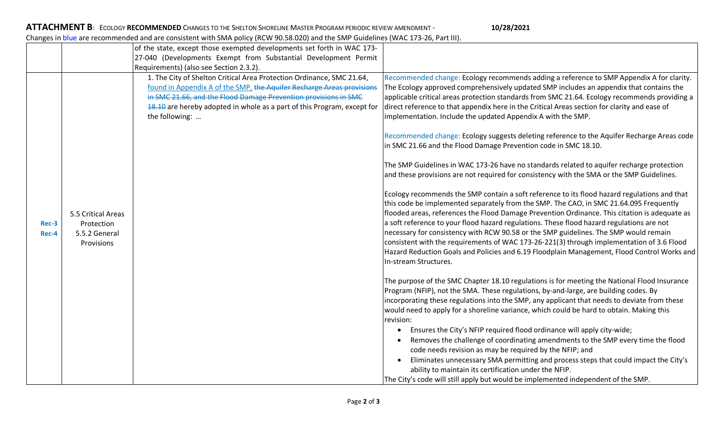**ATTACHMENT B**: ECOLOGY **RECOMMENDED** CHANGES TO THE SHELTON SHORELINE MASTER PROGRAM PERIODIC REVIEW AMENDMENT - **10/28/2021**

Changes in blue are recommended and are consistent with SMA policy (RCW 90.58.020) and the SMP Guidelines (WAC 173-26, Part III).

| | | | |
|---|---|---|---|
| | | of the state, except those exempted developments set forth in WAC 173-27-040 (Developments Exempt from Substantial Development Permit Requirements) (also see Section 2.3.2). | |
| Rec-3<br>Rec-4 | 5.5 Critical Areas Protection<br>5.5.2 General Provisions | 1. The City of Shelton Critical Area Protection Ordinance, SMC 21.64, found in Appendix A of the SMP, ~~the Aquifer Recharge Areas provisions in SMC 21.66, and the Flood Damage Prevention provisions in SMC 18.10~~ are hereby adopted in whole as a part of this Program, except for the following: … | Recommended change: Ecology recommends adding a reference to SMP Appendix A for clarity. The Ecology approved comprehensively updated SMP includes an appendix that contains the applicable critical areas protection standards from SMC 21.64. Ecology recommends providing a direct reference to that appendix here in the Critical Areas section for clarity and ease of implementation. Include the updated Appendix A with the SMP.<br><br>Recommended change: Ecology suggests deleting reference to the Aquifer Recharge Areas code in SMC 21.66 and the Flood Damage Prevention code in SMC 18.10.<br><br>The SMP Guidelines in WAC 173-26 have no standards related to aquifer recharge protection and these provisions are not required for consistency with the SMA or the SMP Guidelines.<br><br>Ecology recommends the SMP contain a soft reference to its flood hazard regulations and that this code be implemented separately from the SMP. The CAO, in SMC 21.64.095 Frequently flooded areas, references the Flood Damage Prevention Ordinance. This citation is adequate as a soft reference to your flood hazard regulations. These flood hazard regulations are not necessary for consistency with RCW 90.58 or the SMP guidelines. The SMP would remain consistent with the requirements of WAC 173-26-221(3) through implementation of 3.6 Flood Hazard Reduction Goals and Policies and 6.19 Floodplain Management, Flood Control Works and In-stream Structures.<br><br>The purpose of the SMC Chapter 18.10 regulations is for meeting the National Flood Insurance Program (NFIP), not the SMA. These regulations, by-and-large, are building codes. By incorporating these regulations into the SMP, any applicant that needs to deviate from these would need to apply for a shoreline variance, which could be hard to obtain. Making this revision:<br>• Ensures the City's NFIP required flood ordinance will apply city-wide;<br>• Removes the challenge of coordinating amendments to the SMP every time the flood code needs revision as may be required by the NFIP; and<br>• Eliminates unnecessary SMA permitting and process steps that could impact the City's ability to maintain its certification under the NFIP.<br>The City's code will still apply but would be implemented independent of the SMP. |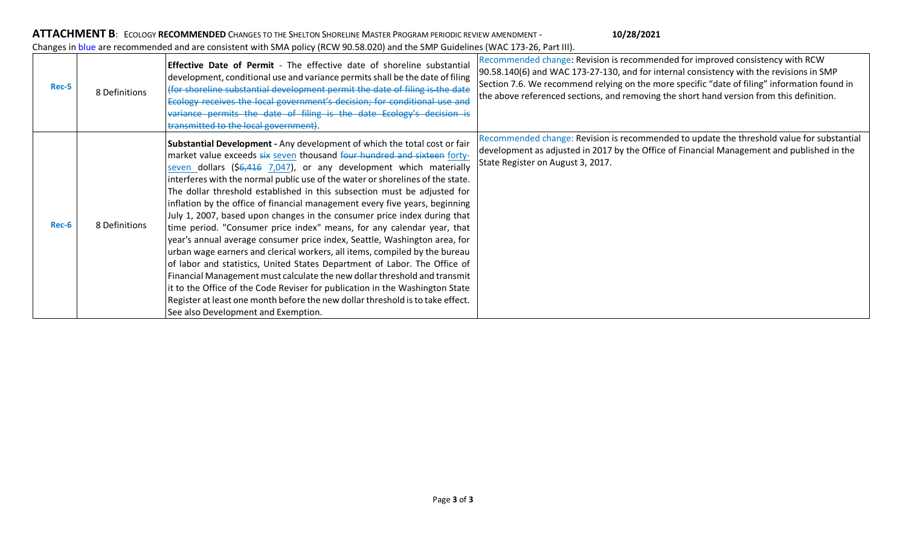**ATTACHMENT B**: ECOLOGY **RECOMMENDED** CHANGES TO THE SHELTON SHORELINE MASTER PROGRAM PERIODIC REVIEW AMENDMENT - **10/28/2021**

Changes in blue are recommended and are consistent with SMA policy (RCW 90.58.020) and the SMP Guidelines (WAC 173-26, Part III).

| | | | |
|---|---|---|---|
| **Rec-5** | 8 Definitions | **Effective Date of Permit** - The effective date of shoreline substantial development, conditional use and variance permits shall be the date of filing ~~(for shoreline substantial development permit the date of filing is the date Ecology receives the local government's decision; for conditional use and variance permits the date of filing is the date Ecology's decision is transmitted to the local government)~~. | Recommended change: Revision is recommended for improved consistency with RCW 90.58.140(6) and WAC 173-27-130, and for internal consistency with the revisions in SMP Section 7.6. We recommend relying on the more specific "date of filing" information found in the above referenced sections, and removing the short hand version from this definition. |
| **Rec-6** | 8 Definitions | **Substantial Development -** Any development of which the total cost or fair market value exceeds ~~six~~ seven thousand ~~four hundred and sixteen~~ forty-seven dollars ($~~6,416~~ 7,047), or any development which materially interferes with the normal public use of the water or shorelines of the state. The dollar threshold established in this subsection must be adjusted for inflation by the office of financial management every five years, beginning July 1, 2007, based upon changes in the consumer price index during that time period. "Consumer price index" means, for any calendar year, that year's annual average consumer price index, Seattle, Washington area, for urban wage earners and clerical workers, all items, compiled by the bureau of labor and statistics, United States Department of Labor. The Office of Financial Management must calculate the new dollar threshold and transmit it to the Office of the Code Reviser for publication in the Washington State Register at least one month before the new dollar threshold is to take effect. See also Development and Exemption. | Recommended change: Revision is recommended to update the threshold value for substantial development as adjusted in 2017 by the Office of Financial Management and published in the State Register on August 3, 2017. |